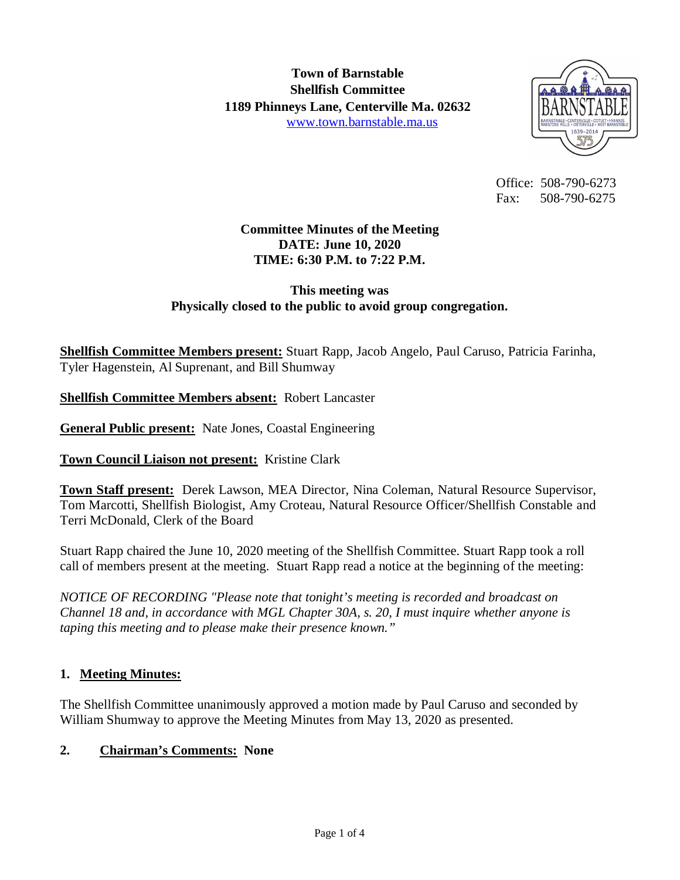**Town of Barnstable**
**Shellfish Committee**
**1189 Phinneys Lane, Centerville Ma. 02632**
www.town.barnstable.ma.us

Office: 508-790-6273
Fax: 508-790-6275

**Committee Minutes of the Meeting**
**DATE: June 10, 2020**
**TIME: 6:30 P.M. to 7:22 P.M.**

**This meeting was**
**Physically closed to the public to avoid group congregation.**

**Shellfish Committee Members present:** Stuart Rapp, Jacob Angelo, Paul Caruso, Patricia Farinha, Tyler Hagenstein, Al Suprenant, and Bill Shumway

**Shellfish Committee Members absent:** Robert Lancaster

**General Public present:** Nate Jones, Coastal Engineering

**Town Council Liaison not present:** Kristine Clark

**Town Staff present:** Derek Lawson, MEA Director, Nina Coleman, Natural Resource Supervisor, Tom Marcotti, Shellfish Biologist, Amy Croteau, Natural Resource Officer/Shellfish Constable and Terri McDonald, Clerk of the Board

Stuart Rapp chaired the June 10, 2020 meeting of the Shellfish Committee. Stuart Rapp took a roll call of members present at the meeting. Stuart Rapp read a notice at the beginning of the meeting:

*NOTICE OF RECORDING "Please note that tonight's meeting is recorded and broadcast on Channel 18 and, in accordance with MGL Chapter 30A, s. 20, I must inquire whether anyone is taping this meeting and to please make their presence known."*

## 1. Meeting Minutes:

The Shellfish Committee unanimously approved a motion made by Paul Caruso and seconded by William Shumway to approve the Meeting Minutes from May 13, 2020 as presented.

## 2. Chairman's Comments: None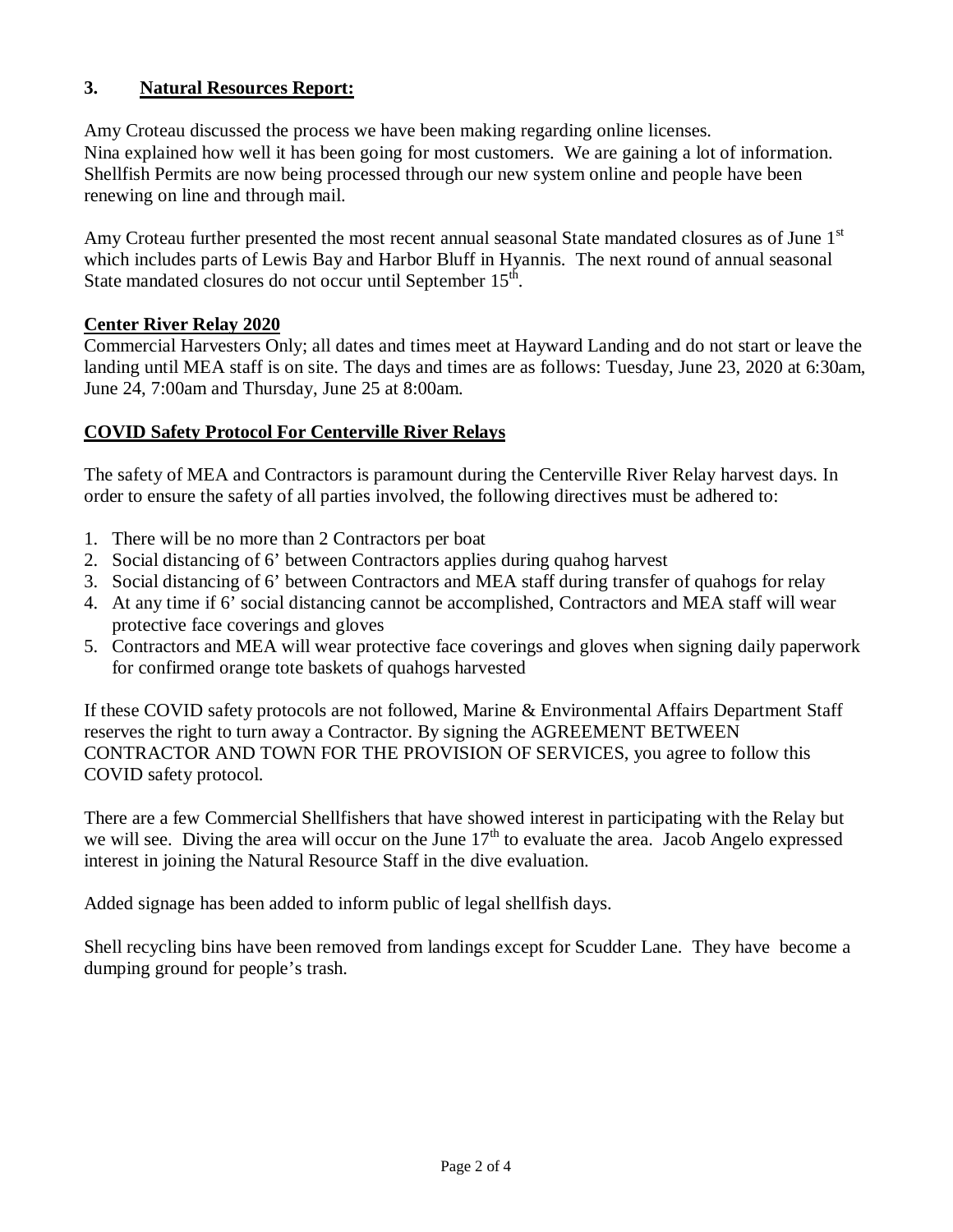## 3. Natural Resources Report:

Amy Croteau discussed the process we have been making regarding online licenses.
Nina explained how well it has been going for most customers. We are gaining a lot of information. Shellfish Permits are now being processed through our new system online and people have been renewing on line and through mail.

Amy Croteau further presented the most recent annual seasonal State mandated closures as of June 1st which includes parts of Lewis Bay and Harbor Bluff in Hyannis. The next round of annual seasonal State mandated closures do not occur until September 15th.

### Center River Relay 2020

Commercial Harvesters Only; all dates and times meet at Hayward Landing and do not start or leave the landing until MEA staff is on site. The days and times are as follows: Tuesday, June 23, 2020 at 6:30am, June 24, 7:00am and Thursday, June 25 at 8:00am.

### COVID Safety Protocol For Centerville River Relays

The safety of MEA and Contractors is paramount during the Centerville River Relay harvest days. In order to ensure the safety of all parties involved, the following directives must be adhered to:

1. There will be no more than 2 Contractors per boat
2. Social distancing of 6' between Contractors applies during quahog harvest
3. Social distancing of 6' between Contractors and MEA staff during transfer of quahogs for relay
4. At any time if 6' social distancing cannot be accomplished, Contractors and MEA staff will wear protective face coverings and gloves
5. Contractors and MEA will wear protective face coverings and gloves when signing daily paperwork for confirmed orange tote baskets of quahogs harvested

If these COVID safety protocols are not followed, Marine & Environmental Affairs Department Staff reserves the right to turn away a Contractor. By signing the AGREEMENT BETWEEN CONTRACTOR AND TOWN FOR THE PROVISION OF SERVICES, you agree to follow this COVID safety protocol.

There are a few Commercial Shellfishers that have showed interest in participating with the Relay but we will see. Diving the area will occur on the June 17th to evaluate the area. Jacob Angelo expressed interest in joining the Natural Resource Staff in the dive evaluation.

Added signage has been added to inform public of legal shellfish days.

Shell recycling bins have been removed from landings except for Scudder Lane. They have become a dumping ground for people's trash.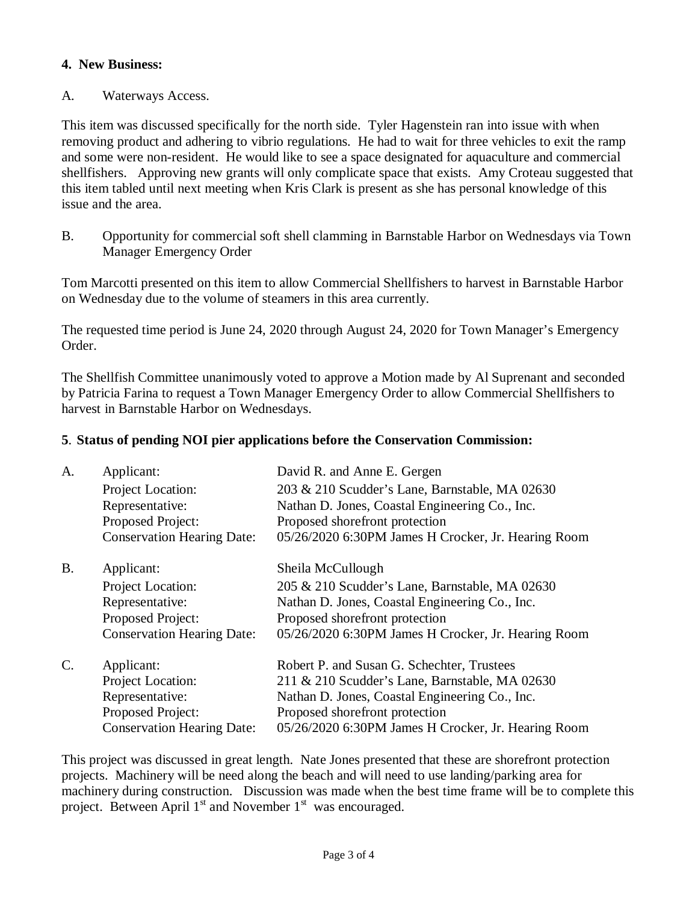**4. New Business:**

A. Waterways Access.

This item was discussed specifically for the north side. Tyler Hagenstein ran into issue with when removing product and adhering to vibrio regulations. He had to wait for three vehicles to exit the ramp and some were non-resident. He would like to see a space designated for aquaculture and commercial shellfishers. Approving new grants will only complicate space that exists. Amy Croteau suggested that this item tabled until next meeting when Kris Clark is present as she has personal knowledge of this issue and the area.

B. Opportunity for commercial soft shell clamming in Barnstable Harbor on Wednesdays via Town Manager Emergency Order

Tom Marcotti presented on this item to allow Commercial Shellfishers to harvest in Barnstable Harbor on Wednesday due to the volume of steamers in this area currently.

The requested time period is June 24, 2020 through August 24, 2020 for Town Manager's Emergency Order.

The Shellfish Committee unanimously voted to approve a Motion made by Al Suprenant and seconded by Patricia Farina to request a Town Manager Emergency Order to allow Commercial Shellfishers to harvest in Barnstable Harbor on Wednesdays.

**5. Status of pending NOI pier applications before the Conservation Commission:**

A. Applicant: David R. and Anne E. Gergen
Project Location: 203 & 210 Scudder's Lane, Barnstable, MA 02630
Representative: Nathan D. Jones, Coastal Engineering Co., Inc.
Proposed Project: Proposed shorefront protection
Conservation Hearing Date: 05/26/2020 6:30PM James H Crocker, Jr. Hearing Room

B. Applicant: Sheila McCullough
Project Location: 205 & 210 Scudder's Lane, Barnstable, MA 02630
Representative: Nathan D. Jones, Coastal Engineering Co., Inc.
Proposed Project: Proposed shorefront protection
Conservation Hearing Date: 05/26/2020 6:30PM James H Crocker, Jr. Hearing Room

C. Applicant: Robert P. and Susan G. Schechter, Trustees
Project Location: 211 & 210 Scudder's Lane, Barnstable, MA 02630
Representative: Nathan D. Jones, Coastal Engineering Co., Inc.
Proposed Project: Proposed shorefront protection
Conservation Hearing Date: 05/26/2020 6:30PM James H Crocker, Jr. Hearing Room

This project was discussed in great length. Nate Jones presented that these are shorefront protection projects. Machinery will be need along the beach and will need to use landing/parking area for machinery during construction. Discussion was made when the best time frame will be to complete this project. Between April 1st and November 1st was encouraged.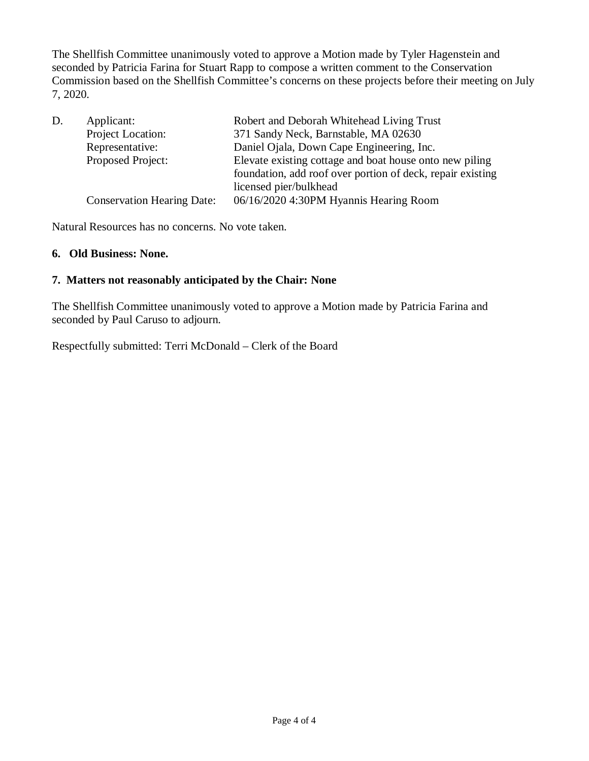The Shellfish Committee unanimously voted to approve a Motion made by Tyler Hagenstein and seconded by Patricia Farina for Stuart Rapp to compose a written comment to the Conservation Commission based on the Shellfish Committee's concerns on these projects before their meeting on July 7, 2020.

| | | |
|---|---|---|
| D. | Applicant: | Robert and Deborah Whitehead Living Trust |
| | Project Location: | 371 Sandy Neck, Barnstable, MA 02630 |
| | Representative: | Daniel Ojala, Down Cape Engineering, Inc. |
| | Proposed Project: | Elevate existing cottage and boat house onto new piling foundation, add roof over portion of deck, repair existing licensed pier/bulkhead |
| | Conservation Hearing Date: | 06/16/2020 4:30PM Hyannis Hearing Room |

Natural Resources has no concerns. No vote taken.

**6. Old Business: None.**

**7. Matters not reasonably anticipated by the Chair: None**

The Shellfish Committee unanimously voted to approve a Motion made by Patricia Farina and seconded by Paul Caruso to adjourn.

Respectfully submitted: Terri McDonald – Clerk of the Board